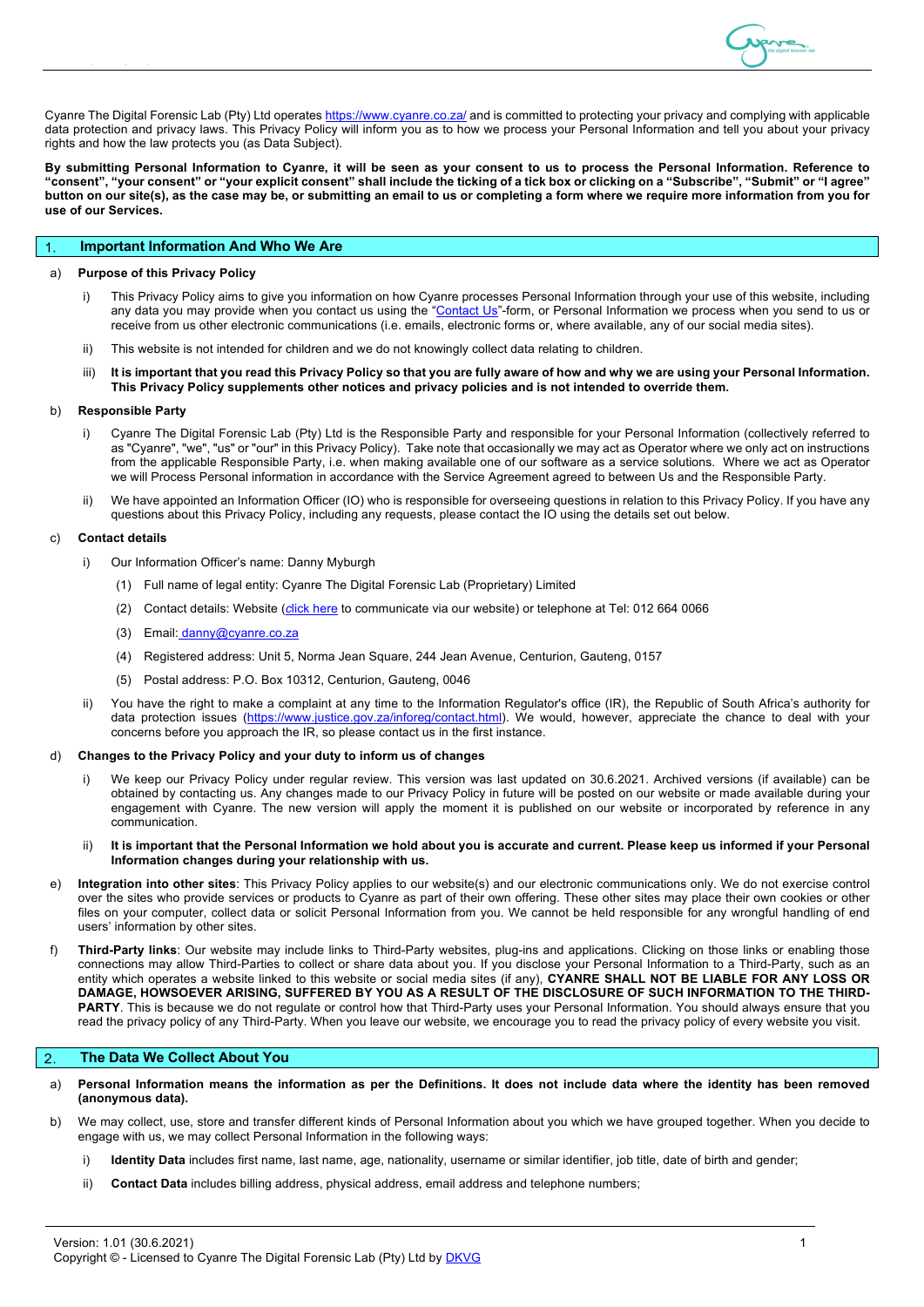Cyanre The Digital Forensic Lab (Pty) Ltd operates https://www.cyanre.co.za/ and is committed to protecting your privacy and complying with applicable data protection and privacy laws. This Privacy Policy will inform you as to how we process your Personal Information and tell you about your privacy rights and how the law protects you (as Data Subject).

**By submitting Personal Information to Cyanre, it will be seen as your consent to us to process the Personal Information. Reference to "consent", "your consent" or "your explicit consent" shall include the ticking of a tick box or clicking on a "Subscribe", "Submit" or "I agree" button on our site(s), as the case may be, or submitting an email to us or completing a form where we require more information from you for use of our Services.**

## 1. Important Information And Who We Are

a) **Purpose of this Privacy Policy**

i) This Privacy Policy aims to give you information on how Cyanre processes Personal Information through your use of this website, including any data you may provide when you contact us using the "Contact Us"-form, or Personal Information we process when you send to us or receive from us other electronic communications (i.e. emails, electronic forms or, where available, any of our social media sites).

ii) This website is not intended for children and we do not knowingly collect data relating to children.

iii) **It is important that you read this Privacy Policy so that you are fully aware of how and why we are using your Personal Information. This Privacy Policy supplements other notices and privacy policies and is not intended to override them.**

b) **Responsible Party**

i) Cyanre The Digital Forensic Lab (Pty) Ltd is the Responsible Party and responsible for your Personal Information (collectively referred to as "Cyanre", "we", "us" or "our" in this Privacy Policy). Take note that occasionally we may act as Operator where we only act on instructions from the applicable Responsible Party, i.e. when making available one of our software as a service solutions. Where we act as Operator we will Process Personal information in accordance with the Service Agreement agreed to between Us and the Responsible Party.

ii) We have appointed an Information Officer (IO) who is responsible for overseeing questions in relation to this Privacy Policy. If you have any questions about this Privacy Policy, including any requests, please contact the IO using the details set out below.

c) **Contact details**

i) Our Information Officer's name: Danny Myburgh

(1) Full name of legal entity: Cyanre The Digital Forensic Lab (Proprietary) Limited

(2) Contact details: Website (click here to communicate via our website) or telephone at Tel: 012 664 0066

(3) Email: danny@cyanre.co.za

(4) Registered address: Unit 5, Norma Jean Square, 244 Jean Avenue, Centurion, Gauteng, 0157

(5) Postal address: P.O. Box 10312, Centurion, Gauteng, 0046

ii) You have the right to make a complaint at any time to the Information Regulator's office (IR), the Republic of South Africa's authority for data protection issues (https://www.justice.gov.za/inforeg/contact.html). We would, however, appreciate the chance to deal with your concerns before you approach the IR, so please contact us in the first instance.

d) **Changes to the Privacy Policy and your duty to inform us of changes**

i) We keep our Privacy Policy under regular review. This version was last updated on 30.6.2021. Archived versions (if available) can be obtained by contacting us. Any changes made to our Privacy Policy in future will be posted on our website or made available during your engagement with Cyanre. The new version will apply the moment it is published on our website or incorporated by reference in any communication.

ii) **It is important that the Personal Information we hold about you is accurate and current. Please keep us informed if your Personal Information changes during your relationship with us.**

e) **Integration into other sites**: This Privacy Policy applies to our website(s) and our electronic communications only. We do not exercise control over the sites who provide services or products to Cyanre as part of their own offering. These other sites may place their own cookies or other files on your computer, collect data or solicit Personal Information from you. We cannot be held responsible for any wrongful handling of end users' information by other sites.

f) **Third-Party links**: Our website may include links to Third-Party websites, plug-ins and applications. Clicking on those links or enabling those connections may allow Third-Parties to collect or share data about you. If you disclose your Personal Information to a Third-Party, such as an entity which operates a website linked to this website or social media sites (if any), **CYANRE SHALL NOT BE LIABLE FOR ANY LOSS OR DAMAGE, HOWSOEVER ARISING, SUFFERED BY YOU AS A RESULT OF THE DISCLOSURE OF SUCH INFORMATION TO THE THIRD-PARTY**. This is because we do not regulate or control how that Third-Party uses your Personal Information. You should always ensure that you read the privacy policy of any Third-Party. When you leave our website, we encourage you to read the privacy policy of every website you visit.

## 2. The Data We Collect About You

a) **Personal Information means the information as per the Definitions. It does not include data where the identity has been removed (anonymous data).**

b) We may collect, use, store and transfer different kinds of Personal Information about you which we have grouped together. When you decide to engage with us, we may collect Personal Information in the following ways:

i) **Identity Data** includes first name, last name, age, nationality, username or similar identifier, job title, date of birth and gender;

ii) **Contact Data** includes billing address, physical address, email address and telephone numbers;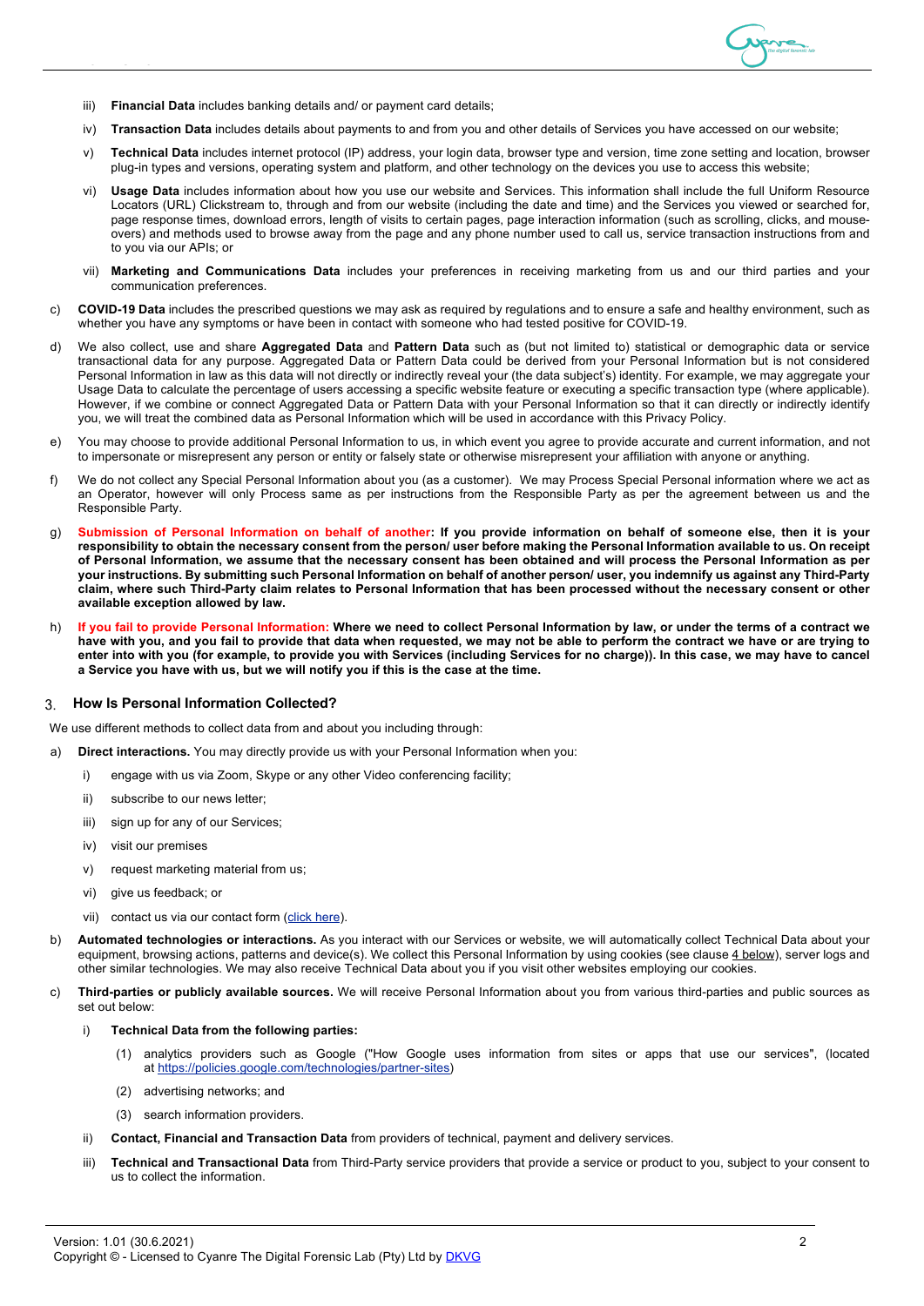iii) **Financial Data** includes banking details and/ or payment card details;

iv) **Transaction Data** includes details about payments to and from you and other details of Services you have accessed on our website;

v) **Technical Data** includes internet protocol (IP) address, your login data, browser type and version, time zone setting and location, browser plug-in types and versions, operating system and platform, and other technology on the devices you use to access this website;

vi) **Usage Data** includes information about how you use our website and Services. This information shall include the full Uniform Resource Locators (URL) Clickstream to, through and from our website (including the date and time) and the Services you viewed or searched for, page response times, download errors, length of visits to certain pages, page interaction information (such as scrolling, clicks, and mouse-overs) and methods used to browse away from the page and any phone number used to call us, service transaction instructions from and to you via our APIs; or

vii) **Marketing and Communications Data** includes your preferences in receiving marketing from us and our third parties and your communication preferences.

c) **COVID-19 Data** includes the prescribed questions we may ask as required by regulations and to ensure a safe and healthy environment, such as whether you have any symptoms or have been in contact with someone who had tested positive for COVID-19.

d) We also collect, use and share **Aggregated Data** and **Pattern Data** such as (but not limited to) statistical or demographic data or service transactional data for any purpose. Aggregated Data or Pattern Data could be derived from your Personal Information but is not considered Personal Information in law as this data will not directly or indirectly reveal your (the data subject's) identity. For example, we may aggregate your Usage Data to calculate the percentage of users accessing a specific website feature or executing a specific transaction type (where applicable). However, if we combine or connect Aggregated Data or Pattern Data with your Personal Information so that it can directly or indirectly identify you, we will treat the combined data as Personal Information which will be used in accordance with this Privacy Policy.

e) You may choose to provide additional Personal Information to us, in which event you agree to provide accurate and current information, and not to impersonate or misrepresent any person or entity or falsely state or otherwise misrepresent your affiliation with anyone or anything.

f) We do not collect any Special Personal Information about you (as a customer). We may Process Special Personal information where we act as an Operator, however will only Process same as per instructions from the Responsible Party as per the agreement between us and the Responsible Party.

g) **Submission of Personal Information on behalf of another: If you provide information on behalf of someone else, then it is your responsibility to obtain the necessary consent from the person/ user before making the Personal Information available to us. On receipt of Personal Information, we assume that the necessary consent has been obtained and will process the Personal Information as per your instructions. By submitting such Personal Information on behalf of another person/ user, you indemnify us against any Third-Party claim, where such Third-Party claim relates to Personal Information that has been processed without the necessary consent or other available exception allowed by law.**

h) **If you fail to provide Personal Information: Where we need to collect Personal Information by law, or under the terms of a contract we have with you, and you fail to provide that data when requested, we may not be able to perform the contract we have or are trying to enter into with you (for example, to provide you with Services (including Services for no charge)). In this case, we may have to cancel a Service you have with us, but we will notify you if this is the case at the time.**

## 3. How Is Personal Information Collected?

We use different methods to collect data from and about you including through:

a) **Direct interactions.** You may directly provide us with your Personal Information when you:

i) engage with us via Zoom, Skype or any other Video conferencing facility;

ii) subscribe to our news letter;

iii) sign up for any of our Services;

iv) visit our premises

v) request marketing material from us;

vi) give us feedback; or

vii) contact us via our contact form (click here).

b) **Automated technologies or interactions.** As you interact with our Services or website, we will automatically collect Technical Data about your equipment, browsing actions, patterns and device(s). We collect this Personal Information by using cookies (see clause 4 below), server logs and other similar technologies. We may also receive Technical Data about you if you visit other websites employing our cookies.

c) **Third-parties or publicly available sources.** We will receive Personal Information about you from various third-parties and public sources as set out below:

i) **Technical Data from the following parties:**

(1) analytics providers such as Google ("How Google uses information from sites or apps that use our services", (located at https://policies.google.com/technologies/partner-sites)

(2) advertising networks; and

(3) search information providers.

ii) **Contact, Financial and Transaction Data** from providers of technical, payment and delivery services.

iii) **Technical and Transactional Data** from Third-Party service providers that provide a service or product to you, subject to your consent to us to collect the information.

Version: 1.01 (30.6.2021)
Copyright © - Licensed to Cyanre The Digital Forensic Lab (Pty) Ltd by DKVG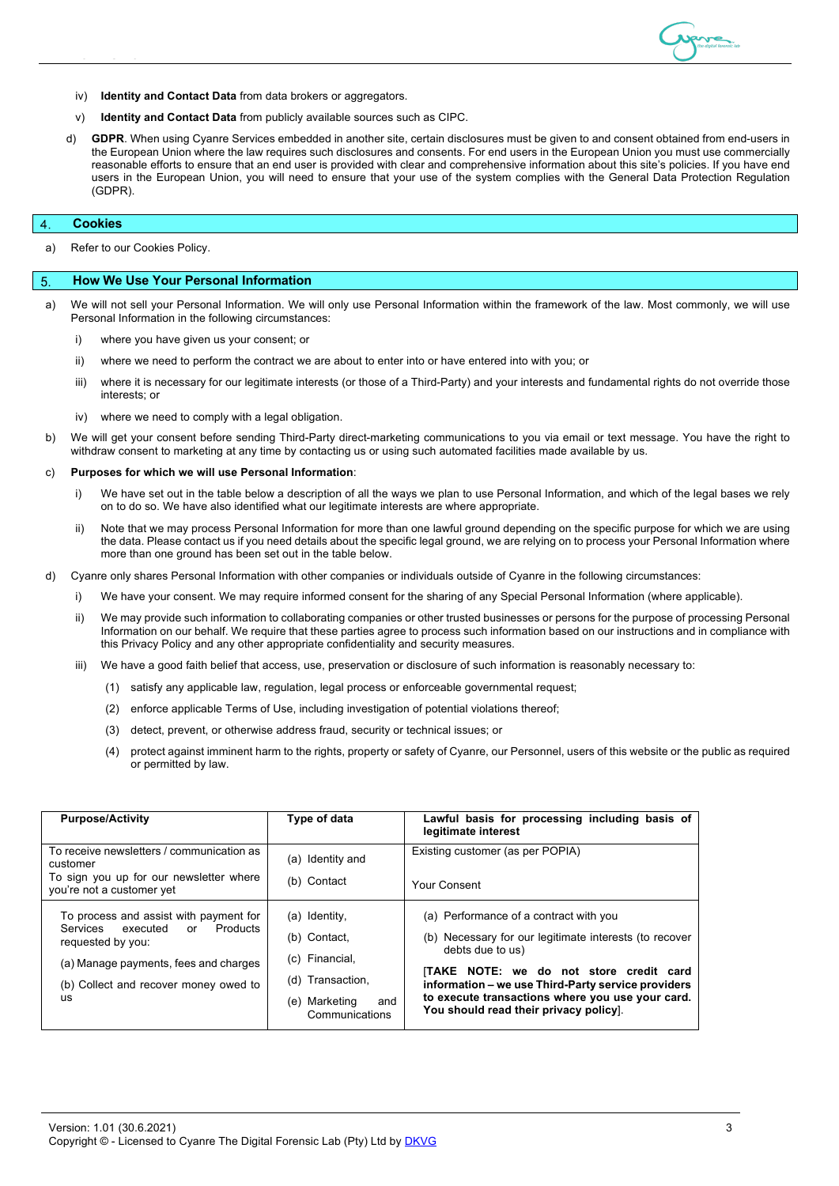iv) **Identity and Contact Data** from data brokers or aggregators.

v) **Identity and Contact Data** from publicly available sources such as CIPC.

d) **GDPR**. When using Cyanre Services embedded in another site, certain disclosures must be given to and consent obtained from end-users in the European Union where the law requires such disclosures and consents. For end users in the European Union you must use commercially reasonable efforts to ensure that an end user is provided with clear and comprehensive information about this site's policies. If you have end users in the European Union, you will need to ensure that your use of the system complies with the General Data Protection Regulation (GDPR).

## 4. Cookies

a) Refer to our Cookies Policy.

## 5. How We Use Your Personal Information

a) We will not sell your Personal Information. We will only use Personal Information within the framework of the law. Most commonly, we will use Personal Information in the following circumstances:

i) where you have given us your consent; or

ii) where we need to perform the contract we are about to enter into or have entered into with you; or

iii) where it is necessary for our legitimate interests (or those of a Third-Party) and your interests and fundamental rights do not override those interests; or

iv) where we need to comply with a legal obligation.

b) We will get your consent before sending Third-Party direct-marketing communications to you via email or text message. You have the right to withdraw consent to marketing at any time by contacting us or using such automated facilities made available by us.

c) **Purposes for which we will use Personal Information**:

i) We have set out in the table below a description of all the ways we plan to use Personal Information, and which of the legal bases we rely on to do so. We have also identified what our legitimate interests are where appropriate.

ii) Note that we may process Personal Information for more than one lawful ground depending on the specific purpose for which we are using the data. Please contact us if you need details about the specific legal ground, we are relying on to process your Personal Information where more than one ground has been set out in the table below.

d) Cyanre only shares Personal Information with other companies or individuals outside of Cyanre in the following circumstances:

i) We have your consent. We may require informed consent for the sharing of any Special Personal Information (where applicable).

ii) We may provide such information to collaborating companies or other trusted businesses or persons for the purpose of processing Personal Information on our behalf. We require that these parties agree to process such information based on our instructions and in compliance with this Privacy Policy and any other appropriate confidentiality and security measures.

iii) We have a good faith belief that access, use, preservation or disclosure of such information is reasonably necessary to:

(1) satisfy any applicable law, regulation, legal process or enforceable governmental request;

(2) enforce applicable Terms of Use, including investigation of potential violations thereof;

(3) detect, prevent, or otherwise address fraud, security or technical issues; or

(4) protect against imminent harm to the rights, property or safety of Cyanre, our Personnel, users of this website or the public as required or permitted by law.

| **Purpose/Activity** | **Type of data** | **Lawful basis for processing including basis of legitimate interest** |
|---|---|---|
| To receive newsletters / communication as customer<br>To sign you up for our newsletter where you're not a customer yet | (a) Identity and<br>(b) Contact | Existing customer (as per POPIA)<br>Your Consent |
| To process and assist with payment for Services executed or Products requested by you:<br>(a) Manage payments, fees and charges<br>(b) Collect and recover money owed to us | (a) Identity,<br>(b) Contact,<br>(c) Financial,<br>(d) Transaction,<br>(e) Marketing and Communications | (a) Performance of a contract with you<br>(b) Necessary for our legitimate interests (to recover debts due to us)<br>**[TAKE NOTE: we do not store credit card information – we use Third-Party service providers to execute transactions where you use your card. You should read their privacy policy]**. |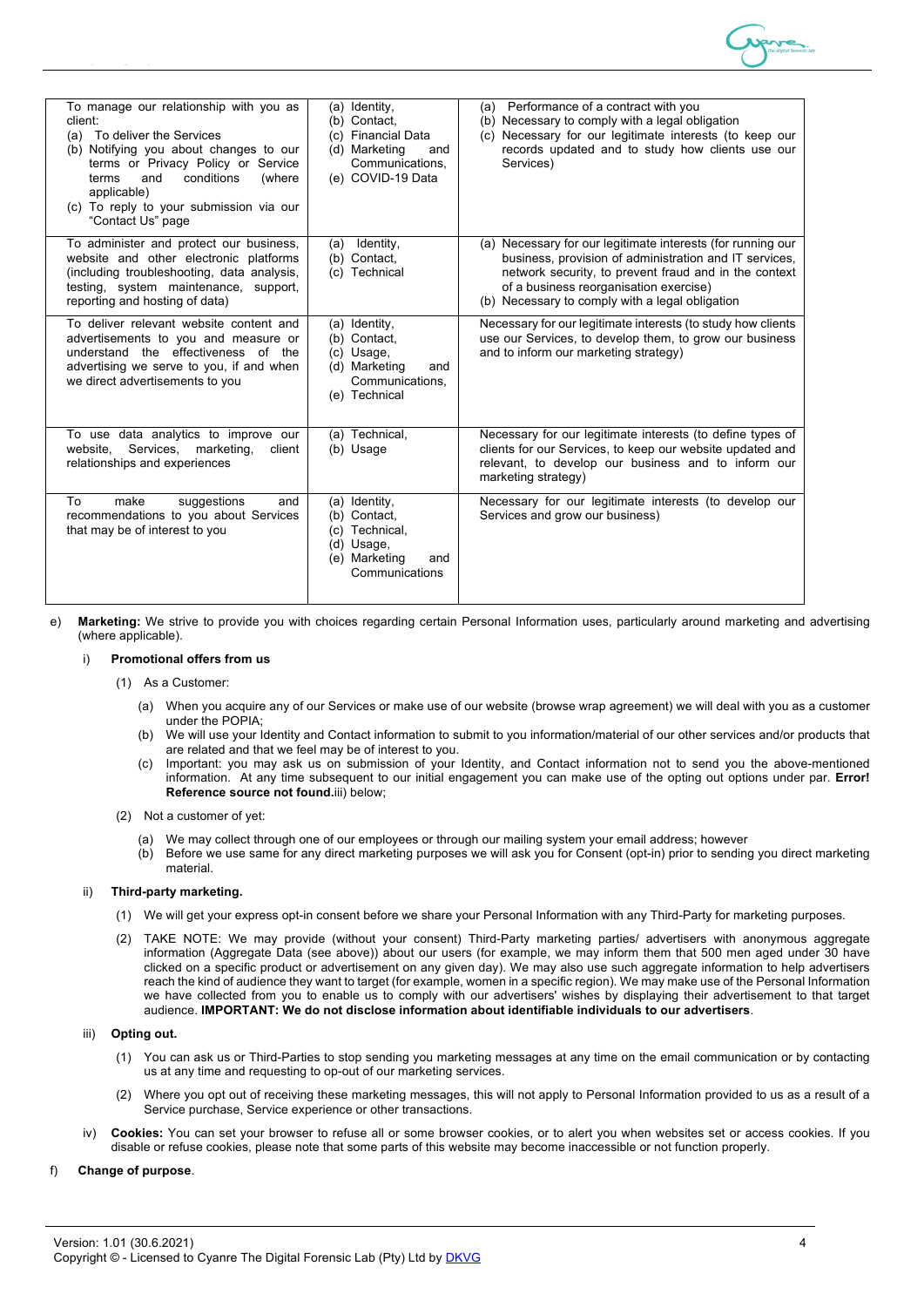| To manage our relationship with you as client:<br>(a) To deliver the Services<br>(b) Notifying you about changes to our terms or Privacy Policy or Service terms and conditions (where applicable)<br>(c) To reply to your submission via our "Contact Us" page | (a) Identity,<br>(b) Contact,<br>(c) Financial Data<br>(d) Marketing and Communications,<br>(e) COVID-19 Data | (a) Performance of a contract with you<br>(b) Necessary to comply with a legal obligation<br>(c) Necessary for our legitimate interests (to keep our records updated and to study how clients use our Services) |
|---|---|---|
| To administer and protect our business, website and other electronic platforms (including troubleshooting, data analysis, testing, system maintenance, support, reporting and hosting of data) | (a) Identity,<br>(b) Contact,<br>(c) Technical | (a) Necessary for our legitimate interests (for running our business, provision of administration and IT services, network security, to prevent fraud and in the context of a business reorganisation exercise)<br>(b) Necessary to comply with a legal obligation |
| To deliver relevant website content and advertisements to you and measure or understand the effectiveness of the advertising we serve to you, if and when we direct advertisements to you | (a) Identity,<br>(b) Contact,<br>(c) Usage,<br>(d) Marketing and Communications,<br>(e) Technical | Necessary for our legitimate interests (to study how clients use our Services, to develop them, to grow our business and to inform our marketing strategy) |
| To use data analytics to improve our website, Services, marketing, client relationships and experiences | (a) Technical,<br>(b) Usage | Necessary for our legitimate interests (to define types of clients for our Services, to keep our website updated and relevant, to develop our business and to inform our marketing strategy) |
| To make suggestions and recommendations to you about Services that may be of interest to you | (a) Identity,<br>(b) Contact,<br>(c) Technical,<br>(d) Usage,<br>(e) Marketing and Communications | Necessary for our legitimate interests (to develop our Services and grow our business) |

e) **Marketing:** We strive to provide you with choices regarding certain Personal Information uses, particularly around marketing and advertising (where applicable).

i) **Promotional offers from us**

(1) As a Customer:

(a) When you acquire any of our Services or make use of our website (browse wrap agreement) we will deal with you as a customer under the POPIA;

(b) We will use your Identity and Contact information to submit to you information/material of our other services and/or products that are related and that we feel may be of interest to you.

(c) Important: you may ask us on submission of your Identity, and Contact information not to send you the above-mentioned information. At any time subsequent to our initial engagement you can make use of the opting out options under par. **Error! Reference source not found.**iii) below;

(2) Not a customer of yet:

(a) We may collect through one of our employees or through our mailing system your email address; however

(b) Before we use same for any direct marketing purposes we will ask you for Consent (opt-in) prior to sending you direct marketing material.

ii) **Third-party marketing.**

(1) We will get your express opt-in consent before we share your Personal Information with any Third-Party for marketing purposes.

(2) TAKE NOTE: We may provide (without your consent) Third-Party marketing parties/ advertisers with anonymous aggregate information (Aggregate Data (see above)) about our users (for example, we may inform them that 500 men aged under 30 have clicked on a specific product or advertisement on any given day). We may also use such aggregate information to help advertisers reach the kind of audience they want to target (for example, women in a specific region). We may make use of the Personal Information we have collected from you to enable us to comply with our advertisers' wishes by displaying their advertisement to that target audience. **IMPORTANT: We do not disclose information about identifiable individuals to our advertisers**.

iii) **Opting out.**

(1) You can ask us or Third-Parties to stop sending you marketing messages at any time on the email communication or by contacting us at any time and requesting to op-out of our marketing services.

(2) Where you opt out of receiving these marketing messages, this will not apply to Personal Information provided to us as a result of a Service purchase, Service experience or other transactions.

iv) **Cookies:** You can set your browser to refuse all or some browser cookies, or to alert you when websites set or access cookies. If you disable or refuse cookies, please note that some parts of this website may become inaccessible or not function properly.

f) **Change of purpose**.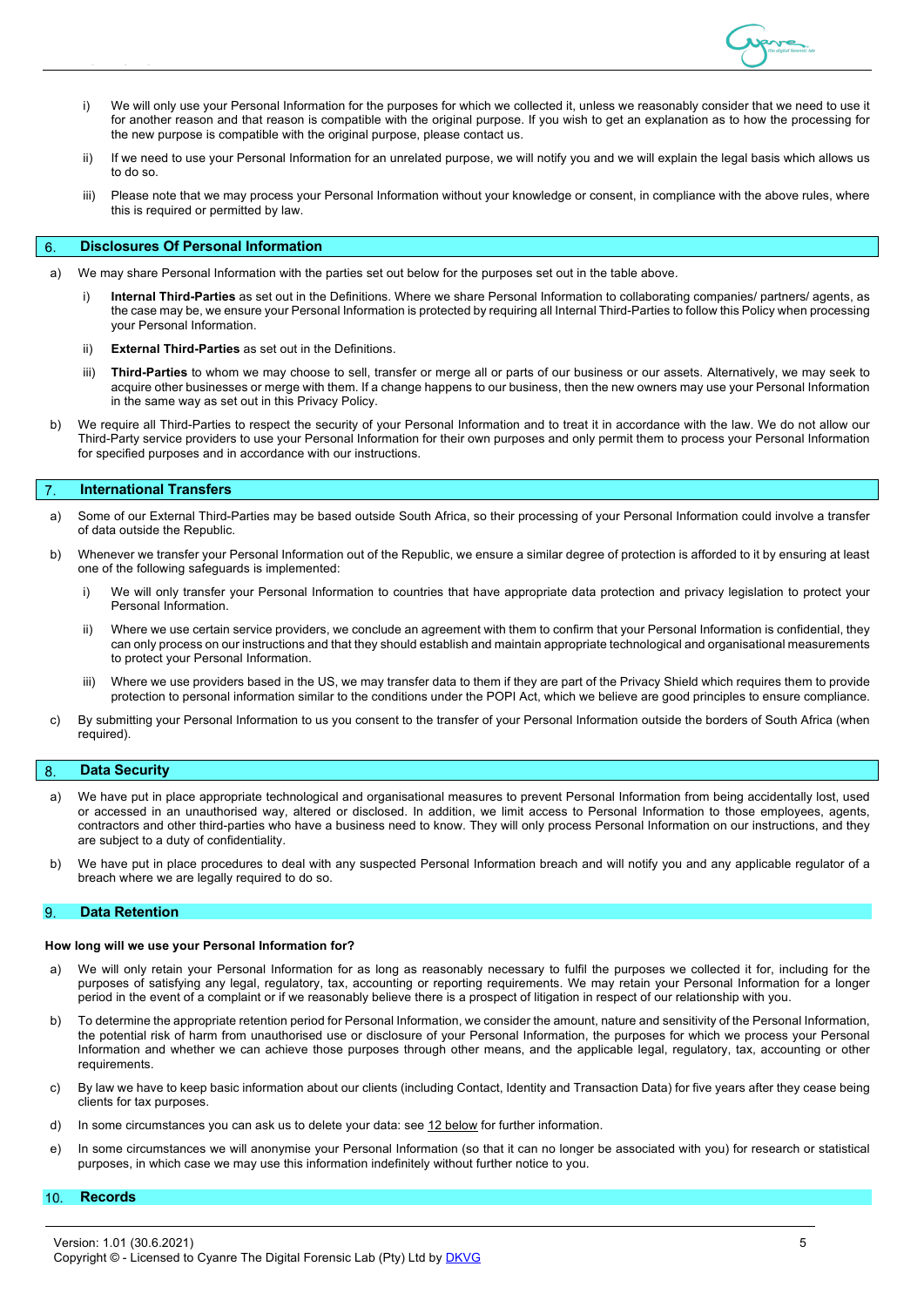i) We will only use your Personal Information for the purposes for which we collected it, unless we reasonably consider that we need to use it for another reason and that reason is compatible with the original purpose. If you wish to get an explanation as to how the processing for the new purpose is compatible with the original purpose, please contact us.

ii) If we need to use your Personal Information for an unrelated purpose, we will notify you and we will explain the legal basis which allows us to do so.

iii) Please note that we may process your Personal Information without your knowledge or consent, in compliance with the above rules, where this is required or permitted by law.

## 6. Disclosures Of Personal Information

a) We may share Personal Information with the parties set out below for the purposes set out in the table above.

   i) **Internal Third-Parties** as set out in the Definitions. Where we share Personal Information to collaborating companies/ partners/ agents, as the case may be, we ensure your Personal Information is protected by requiring all Internal Third-Parties to follow this Policy when processing your Personal Information.

   ii) **External Third-Parties** as set out in the Definitions.

   iii) **Third-Parties** to whom we may choose to sell, transfer or merge all or parts of our business or our assets. Alternatively, we may seek to acquire other businesses or merge with them. If a change happens to our business, then the new owners may use your Personal Information in the same way as set out in this Privacy Policy.

b) We require all Third-Parties to respect the security of your Personal Information and to treat it in accordance with the law. We do not allow our Third-Party service providers to use your Personal Information for their own purposes and only permit them to process your Personal Information for specified purposes and in accordance with our instructions.

## 7. International Transfers

a) Some of our External Third-Parties may be based outside South Africa, so their processing of your Personal Information could involve a transfer of data outside the Republic.

b) Whenever we transfer your Personal Information out of the Republic, we ensure a similar degree of protection is afforded to it by ensuring at least one of the following safeguards is implemented:

   i) We will only transfer your Personal Information to countries that have appropriate data protection and privacy legislation to protect your Personal Information.

   ii) Where we use certain service providers, we conclude an agreement with them to confirm that your Personal Information is confidential, they can only process on our instructions and that they should establish and maintain appropriate technological and organisational measurements to protect your Personal Information.

   iii) Where we use providers based in the US, we may transfer data to them if they are part of the Privacy Shield which requires them to provide protection to personal information similar to the conditions under the POPI Act, which we believe are good principles to ensure compliance.

c) By submitting your Personal Information to us you consent to the transfer of your Personal Information outside the borders of South Africa (when required).

## 8. Data Security

a) We have put in place appropriate technological and organisational measures to prevent Personal Information from being accidentally lost, used or accessed in an unauthorised way, altered or disclosed. In addition, we limit access to Personal Information to those employees, agents, contractors and other third-parties who have a business need to know. They will only process Personal Information on our instructions, and they are subject to a duty of confidentiality.

b) We have put in place procedures to deal with any suspected Personal Information breach and will notify you and any applicable regulator of a breach where we are legally required to do so.

## 9. Data Retention

**How long will we use your Personal Information for?**

a) We will only retain your Personal Information for as long as reasonably necessary to fulfil the purposes we collected it for, including for the purposes of satisfying any legal, regulatory, tax, accounting or reporting requirements. We may retain your Personal Information for a longer period in the event of a complaint or if we reasonably believe there is a prospect of litigation in respect of our relationship with you.

b) To determine the appropriate retention period for Personal Information, we consider the amount, nature and sensitivity of the Personal Information, the potential risk of harm from unauthorised use or disclosure of your Personal Information, the purposes for which we process your Personal Information and whether we can achieve those purposes through other means, and the applicable legal, regulatory, tax, accounting or other requirements.

c) By law we have to keep basic information about our clients (including Contact, Identity and Transaction Data) for five years after they cease being clients for tax purposes.

d) In some circumstances you can ask us to delete your data: see 12 below for further information.

e) In some circumstances we will anonymise your Personal Information (so that it can no longer be associated with you) for research or statistical purposes, in which case we may use this information indefinitely without further notice to you.

## 10. Records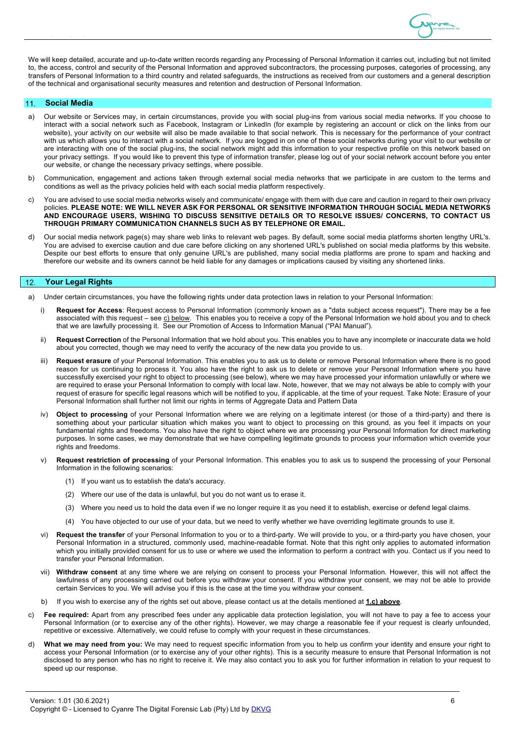We will keep detailed, accurate and up-to-date written records regarding any Processing of Personal Information it carries out, including but not limited to, the access, control and security of the Personal Information and approved subcontractors, the processing purposes, categories of processing, any transfers of Personal Information to a third country and related safeguards, the instructions as received from our customers and a general description of the technical and organisational security measures and retention and destruction of Personal Information.

## 11. Social Media

a) Our website or Services may, in certain circumstances, provide you with social plug-ins from various social media networks. If you choose to interact with a social network such as Facebook, Instagram or LinkedIn (for example by registering an account or click on the links from our website), your activity on our website will also be made available to that social network. This is necessary for the performance of your contract with us which allows you to interact with a social network. If you are logged in on one of these social networks during your visit to our website or are interacting with one of the social plug-ins, the social network might add this information to your respective profile on this network based on your privacy settings. If you would like to prevent this type of information transfer, please log out of your social network account before you enter our website, or change the necessary privacy settings, where possible.

b) Communication, engagement and actions taken through external social media networks that we participate in are custom to the terms and conditions as well as the privacy policies held with each social media platform respectively.

c) You are advised to use social media networks wisely and communicate/ engage with them with due care and caution in regard to their own privacy policies. **PLEASE NOTE: WE WILL NEVER ASK FOR PERSONAL OR SENSITIVE INFORMATION THROUGH SOCIAL MEDIA NETWORKS AND ENCOURAGE USERS, WISHING TO DISCUSS SENSITIVE DETAILS OR TO RESOLVE ISSUES/ CONCERNS, TO CONTACT US THROUGH PRIMARY COMMUNICATION CHANNELS SUCH AS BY TELEPHONE OR EMAIL.**

d) Our social media network page(s) may share web links to relevant web pages. By default, some social media platforms shorten lengthy URL's. You are advised to exercise caution and due care before clicking on any shortened URL's published on social media platforms by this website. Despite our best efforts to ensure that only genuine URL's are published, many social media platforms are prone to spam and hacking and therefore our website and its owners cannot be held liable for any damages or implications caused by visiting any shortened links.

## 12. Your Legal Rights

a) Under certain circumstances, you have the following rights under data protection laws in relation to your Personal Information:

   i) **Request for Access**: Request access to Personal Information (commonly known as a "data subject access request"). There may be a fee associated with this request – see c) below. This enables you to receive a copy of the Personal Information we hold about you and to check that we are lawfully processing it. See our Promotion of Access to Information Manual ("PAI Manual").

   ii) **Request Correction** of the Personal Information that we hold about you. This enables you to have any incomplete or inaccurate data we hold about you corrected, though we may need to verify the accuracy of the new data you provide to us.

   iii) **Request erasure** of your Personal Information. This enables you to ask us to delete or remove Personal Information where there is no good reason for us continuing to process it. You also have the right to ask us to delete or remove your Personal Information where you have successfully exercised your right to object to processing (see below), where we may have processed your information unlawfully or where we are required to erase your Personal Information to comply with local law. Note, however, that we may not always be able to comply with your request of erasure for specific legal reasons which will be notified to you, if applicable, at the time of your request. Take Note: Erasure of your Personal Information shall further not limit our rights in terms of Aggregate Data and Pattern Data

   iv) **Object to processing** of your Personal Information where we are relying on a legitimate interest (or those of a third-party) and there is something about your particular situation which makes you want to object to processing on this ground, as you feel it impacts on your fundamental rights and freedoms. You also have the right to object where we are processing your Personal Information for direct marketing purposes. In some cases, we may demonstrate that we have compelling legitimate grounds to process your information which override your rights and freedoms.

   v) **Request restriction of processing** of your Personal Information. This enables you to ask us to suspend the processing of your Personal Information in the following scenarios:

      (1) If you want us to establish the data's accuracy.

      (2) Where our use of the data is unlawful, but you do not want us to erase it.

      (3) Where you need us to hold the data even if we no longer require it as you need it to establish, exercise or defend legal claims.

      (4) You have objected to our use of your data, but we need to verify whether we have overriding legitimate grounds to use it.

   vi) **Request the transfer** of your Personal Information to you or to a third-party. We will provide to you, or a third-party you have chosen, your Personal Information in a structured, commonly used, machine-readable format. Note that this right only applies to automated information which you initially provided consent for us to use or where we used the information to perform a contract with you. Contact us if you need to transfer your Personal Information.

   vii) **Withdraw consent** at any time where we are relying on consent to process your Personal Information. However, this will not affect the lawfulness of any processing carried out before you withdraw your consent. If you withdraw your consent, we may not be able to provide certain Services to you. We will advise you if this is the case at the time you withdraw your consent.

   b) If you wish to exercise any of the rights set out above, please contact us at the details mentioned at **1.c) above**.

c) **Fee required:** Apart from any prescribed fees under any applicable data protection legislation, you will not have to pay a fee to access your Personal Information (or to exercise any of the other rights). However, we may charge a reasonable fee if your request is clearly unfounded, repetitive or excessive. Alternatively, we could refuse to comply with your request in these circumstances.

d) **What we may need from you:** We may need to request specific information from you to help us confirm your identity and ensure your right to access your Personal Information (or to exercise any of your other rights). This is a security measure to ensure that Personal Information is not disclosed to any person who has no right to receive it. We may also contact you to ask you for further information in relation to your request to speed up our response.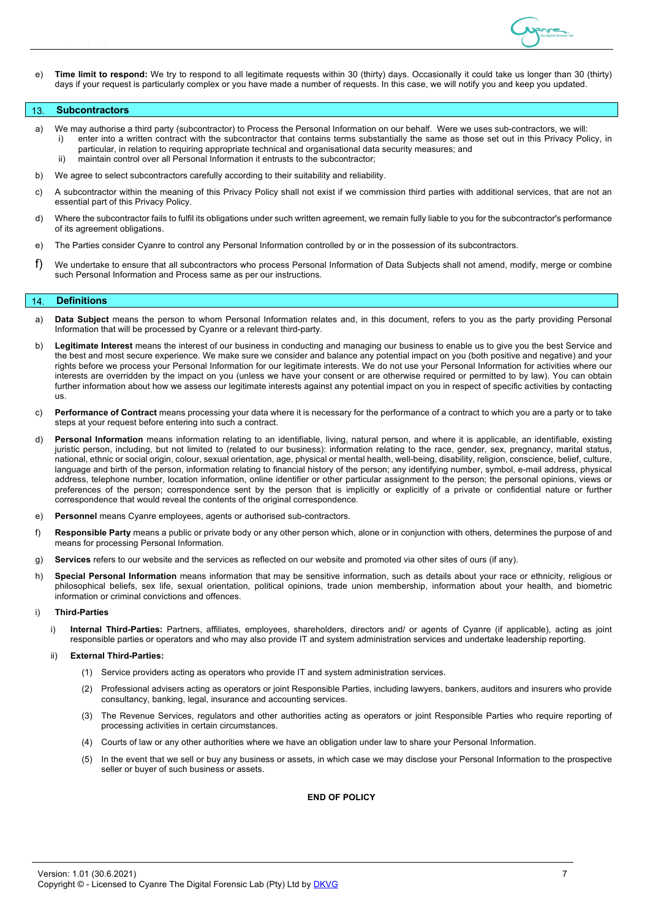e) **Time limit to respond:** We try to respond to all legitimate requests within 30 (thirty) days. Occasionally it could take us longer than 30 (thirty) days if your request is particularly complex or you have made a number of requests. In this case, we will notify you and keep you updated.

## 13. Subcontractors

a) We may authorise a third party (subcontractor) to Process the Personal Information on our behalf. Were we uses sub-contractors, we will:

   i) enter into a written contract with the subcontractor that contains terms substantially the same as those set out in this Privacy Policy, in particular, in relation to requiring appropriate technical and organisational data security measures; and

   ii) maintain control over all Personal Information it entrusts to the subcontractor;

b) We agree to select subcontractors carefully according to their suitability and reliability.

c) A subcontractor within the meaning of this Privacy Policy shall not exist if we commission third parties with additional services, that are not an essential part of this Privacy Policy.

d) Where the subcontractor fails to fulfil its obligations under such written agreement, we remain fully liable to you for the subcontractor's performance of its agreement obligations.

e) The Parties consider Cyanre to control any Personal Information controlled by or in the possession of its subcontractors.

f) We undertake to ensure that all subcontractors who process Personal Information of Data Subjects shall not amend, modify, merge or combine such Personal Information and Process same as per our instructions.

## 14. Definitions

a) **Data Subject** means the person to whom Personal Information relates and, in this document, refers to you as the party providing Personal Information that will be processed by Cyanre or a relevant third-party.

b) **Legitimate Interest** means the interest of our business in conducting and managing our business to enable us to give you the best Service and the best and most secure experience. We make sure we consider and balance any potential impact on you (both positive and negative) and your rights before we process your Personal Information for our legitimate interests. We do not use your Personal Information for activities where our interests are overridden by the impact on you (unless we have your consent or are otherwise required or permitted to by law). You can obtain further information about how we assess our legitimate interests against any potential impact on you in respect of specific activities by contacting us.

c) **Performance of Contract** means processing your data where it is necessary for the performance of a contract to which you are a party or to take steps at your request before entering into such a contract.

d) **Personal Information** means information relating to an identifiable, living, natural person, and where it is applicable, an identifiable, existing juristic person, including, but not limited to (related to our business): information relating to the race, gender, sex, pregnancy, marital status, national, ethnic or social origin, colour, sexual orientation, age, physical or mental health, well-being, disability, religion, conscience, belief, culture, language and birth of the person, information relating to financial history of the person; any identifying number, symbol, e-mail address, physical address, telephone number, location information, online identifier or other particular assignment to the person; the personal opinions, views or preferences of the person; correspondence sent by the person that is implicitly or explicitly of a private or confidential nature or further correspondence that would reveal the contents of the original correspondence.

e) **Personnel** means Cyanre employees, agents or authorised sub-contractors.

f) **Responsible Party** means a public or private body or any other person which, alone or in conjunction with others, determines the purpose of and means for processing Personal Information.

g) **Services** refers to our website and the services as reflected on our website and promoted via other sites of ours (if any).

h) **Special Personal Information** means information that may be sensitive information, such as details about your race or ethnicity, religious or philosophical beliefs, sex life, sexual orientation, political opinions, trade union membership, information about your health, and biometric information or criminal convictions and offences.

i) **Third-Parties**

   i) **Internal Third-Parties:** Partners, affiliates, employees, shareholders, directors and/ or agents of Cyanre (if applicable), acting as joint responsible parties or operators and who may also provide IT and system administration services and undertake leadership reporting.

   ii) **External Third-Parties:**

      (1) Service providers acting as operators who provide IT and system administration services.

      (2) Professional advisers acting as operators or joint Responsible Parties, including lawyers, bankers, auditors and insurers who provide consultancy, banking, legal, insurance and accounting services.

      (3) The Revenue Services, regulators and other authorities acting as operators or joint Responsible Parties who require reporting of processing activities in certain circumstances.

      (4) Courts of law or any other authorities where we have an obligation under law to share your Personal Information.

      (5) In the event that we sell or buy any business or assets, in which case we may disclose your Personal Information to the prospective seller or buyer of such business or assets.

**END OF POLICY**